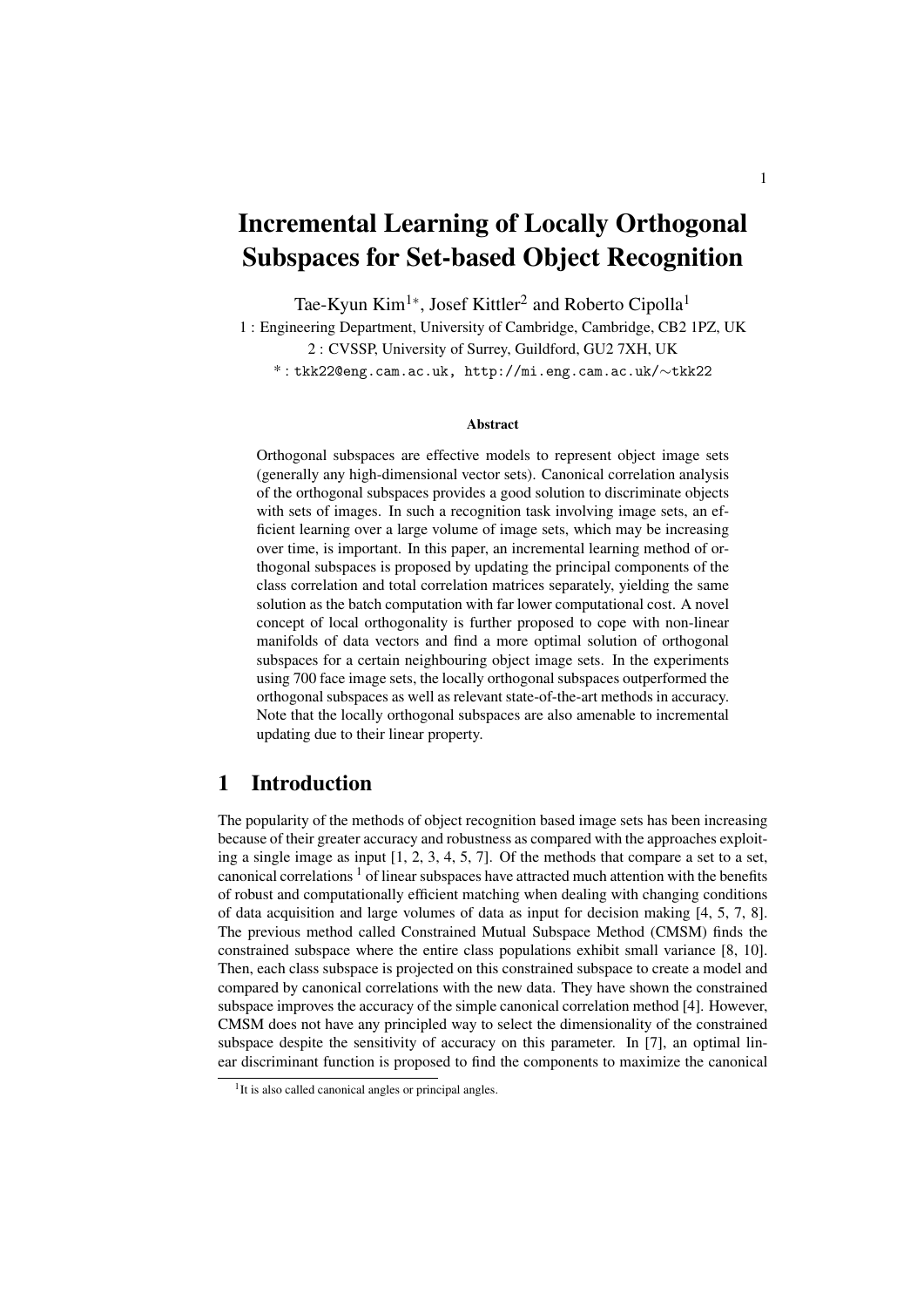# Incremental Learning of Locally Orthogonal Subspaces for Set-based Object Recognition

Tae-Kyun Kim[1*], Josef Kittler[2] and Roberto Cipolla[1]

1 : Engineering Department, University of Cambridge, Cambridge, CB2 1PZ, UK

2 : CVSSP, University of Surrey, Guildford, GU2 7XH, UK

* : tkk22@eng.cam.ac.uk, http://mi.eng.cam.ac.uk/∼tkk22

### Abstract

Orthogonal subspaces are effective models to represent object image sets (generally any high-dimensional vector sets). Canonical correlation analysis of the orthogonal subspaces provides a good solution to discriminate objects with sets of images. In such a recognition task involving image sets, an efficient learning over a large volume of image sets, which may be increasing over time, is important. In this paper, an incremental learning method of orthogonal subspaces is proposed by updating the principal components of the class correlation and total correlation matrices separately, yielding the same solution as the batch computation with far lower computational cost. A novel concept of local orthogonality is further proposed to cope with non-linear manifolds of data vectors and find a more optimal solution of orthogonal subspaces for a certain neighbouring object image sets. In the experiments using 700 face image sets, the locally orthogonal subspaces outperformed the orthogonal subspaces as well as relevant state-of-the-art methods in accuracy. Note that the locally orthogonal subspaces are also amenable to incremental updating due to their linear property.

## 1 Introduction

The popularity of the methods of object recognition based image sets has been increasing because of their greater accuracy and robustness as compared with the approaches exploiting a single image as input [1, 2, 3, 4, 5, 7]. Of the methods that compare a set to a set, canonical correlations [1] of linear subspaces have attracted much attention with the benefits of robust and computationally efficient matching when dealing with changing conditions of data acquisition and large volumes of data as input for decision making [4, 5, 7, 8]. The previous method called Constrained Mutual Subspace Method (CMSM) finds the constrained subspace where the entire class populations exhibit small variance [8, 10]. Then, each class subspace is projected on this constrained subspace to create a model and compared by canonical correlations with the new data. They have shown the constrained subspace improves the accuracy of the simple canonical correlation method [4]. However, CMSM does not have any principled way to select the dimensionality of the constrained subspace despite the sensitivity of accuracy on this parameter. In [7], an optimal linear discriminant function is proposed to find the components to maximize the canonical

[1]It is also called canonical angles or principal angles.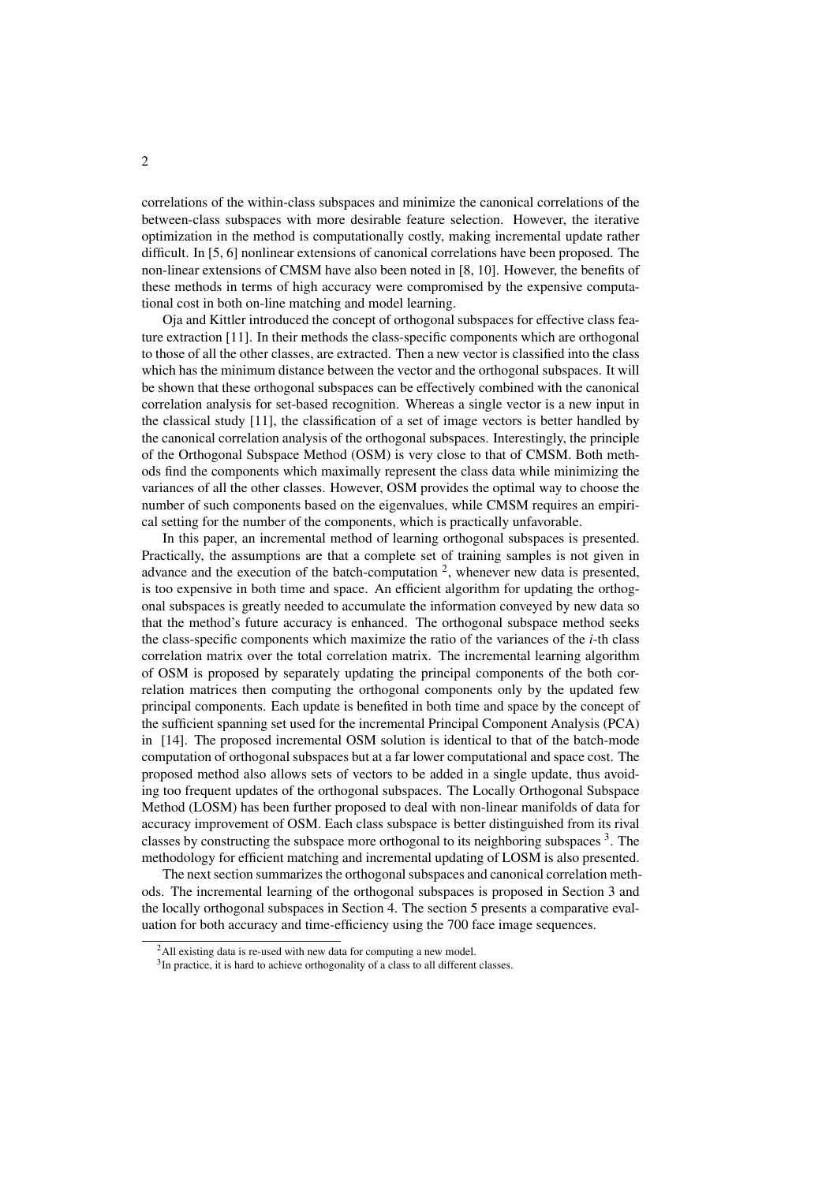correlations of the within-class subspaces and minimize the canonical correlations of the between-class subspaces with more desirable feature selection. However, the iterative optimization in the method is computationally costly, making incremental update rather difficult. In [5, 6] nonlinear extensions of canonical correlations have been proposed. The non-linear extensions of CMSM have also been noted in [8, 10]. However, the benefits of these methods in terms of high accuracy were compromised by the expensive computational cost in both on-line matching and model learning.

Oja and Kittler introduced the concept of orthogonal subspaces for effective class feature extraction [11]. In their methods the class-specific components which are orthogonal to those of all the other classes, are extracted. Then a new vector is classified into the class which has the minimum distance between the vector and the orthogonal subspaces. It will be shown that these orthogonal subspaces can be effectively combined with the canonical correlation analysis for set-based recognition. Whereas a single vector is a new input in the classical study [11], the classification of a set of image vectors is better handled by the canonical correlation analysis of the orthogonal subspaces. Interestingly, the principle of the Orthogonal Subspace Method (OSM) is very close to that of CMSM. Both methods find the components which maximally represent the class data while minimizing the variances of all the other classes. However, OSM provides the optimal way to choose the number of such components based on the eigenvalues, while CMSM requires an empirical setting for the number of the components, which is practically unfavorable.

In this paper, an incremental method of learning orthogonal subspaces is presented. Practically, the assumptions are that a complete set of training samples is not given in advance and the execution of the batch-computation [2], whenever new data is presented, is too expensive in both time and space. An efficient algorithm for updating the orthogonal subspaces is greatly needed to accumulate the information conveyed by new data so that the method's future accuracy is enhanced. The orthogonal subspace method seeks the class-specific components which maximize the ratio of the variances of the $i$-th class correlation matrix over the total correlation matrix. The incremental learning algorithm of OSM is proposed by separately updating the principal components of the both correlation matrices then computing the orthogonal components only by the updated few principal components. Each update is benefited in both time and space by the concept of the sufficient spanning set used for the incremental Principal Component Analysis (PCA) in [14]. The proposed incremental OSM solution is identical to that of the batch-mode computation of orthogonal subspaces but at a far lower computational and space cost. The proposed method also allows sets of vectors to be added in a single update, thus avoiding too frequent updates of the orthogonal subspaces. The Locally Orthogonal Subspace Method (LOSM) has been further proposed to deal with non-linear manifolds of data for accuracy improvement of OSM. Each class subspace is better distinguished from its rival classes by constructing the subspace more orthogonal to its neighboring subspaces [3]. The methodology for efficient matching and incremental updating of LOSM is also presented.

The next section summarizes the orthogonal subspaces and canonical correlation methods. The incremental learning of the orthogonal subspaces is proposed in Section 3 and the locally orthogonal subspaces in Section 4. The section 5 presents a comparative evaluation for both accuracy and time-efficiency using the 700 face image sequences.

[2] All existing data is re-used with new data for computing a new model.

[3] In practice, it is hard to achieve orthogonality of a class to all different classes.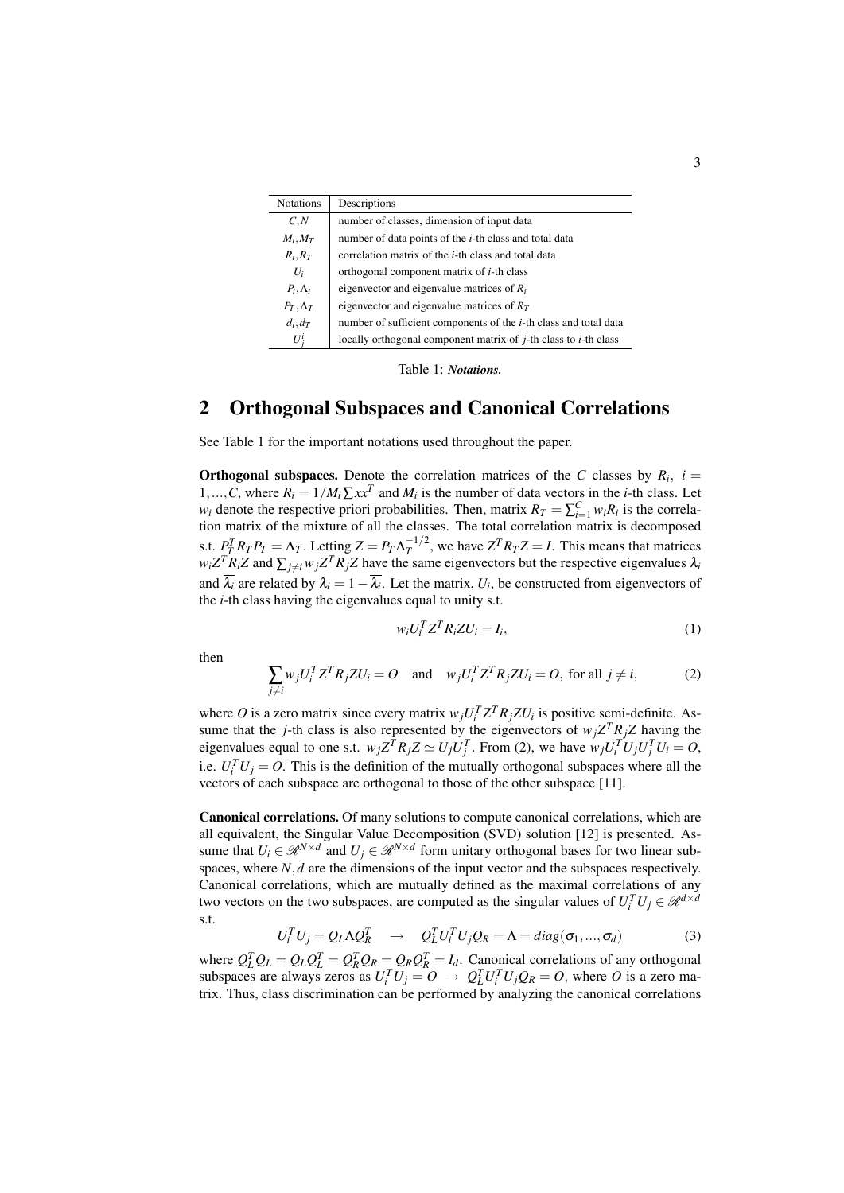| Notations | Descriptions |
|---|---|
| $C, N$ | number of classes, dimension of input data |
| $M_i, M_T$ | number of data points of the $i$-th class and total data |
| $R_i, R_T$ | correlation matrix of the $i$-th class and total data |
| $U_i$ | orthogonal component matrix of $i$-th class |
| $P_i, \Lambda_i$ | eigenvector and eigenvalue matrices of $R_i$ |
| $P_T, \Lambda_T$ | eigenvector and eigenvalue matrices of $R_T$ |
| $d_i, d_T$ | number of sufficient components of the $i$-th class and total data |
| $U_j^i$ | locally orthogonal component matrix of $j$-th class to $i$-th class |

Table 1: ***Notations.***

## 2 Orthogonal Subspaces and Canonical Correlations

See Table 1 for the important notations used throughout the paper.

**Orthogonal subspaces.** Denote the correlation matrices of the $C$ classes by $R_i$, $i = 1,...,C$, where $R_i = 1/M_i \sum xx^T$ and $M_i$ is the number of data vectors in the $i$-th class. Let $w_i$ denote the respective priori probabilities. Then, matrix $R_T = \sum_{i=1}^{C} w_i R_i$ is the correlation matrix of the mixture of all the classes. The total correlation matrix is decomposed s.t. $P_T^T R_T P_T = \Lambda_T$. Letting $Z = P_T \Lambda_T^{-1/2}$, we have $Z^T R_T Z = I$. This means that matrices $w_i Z^T R_i Z$ and $\sum_{j \neq i} w_j Z^T R_j Z$ have the same eigenvectors but the respective eigenvalues $\lambda_i$ and $\overline{\lambda_i}$ are related by $\lambda_i = 1 - \overline{\lambda_i}$. Let the matrix, $U_i$, be constructed from eigenvectors of the $i$-th class having the eigenvalues equal to unity s.t.

$$w_i U_i^T Z^T R_i Z U_i = I_i, \tag{1}$$

then

$$\sum_{j \neq i} w_j U_i^T Z^T R_j Z U_i = O \quad \text{and} \quad w_j U_i^T Z^T R_j Z U_i = O, \text{ for all } j \neq i, \tag{2}$$

where $O$ is a zero matrix since every matrix $w_j U_i^T Z^T R_j Z U_i$ is positive semi-definite. Assume that the $j$-th class is also represented by the eigenvectors of $w_j Z^T R_j Z$ having the eigenvalues equal to one s.t. $w_j Z^T R_j Z \simeq U_j U_j^T$. From (2), we have $w_j U_i^T U_j U_j^T U_i = O$, i.e. $U_i^T U_j = O$. This is the definition of the mutually orthogonal subspaces where all the vectors of each subspace are orthogonal to those of the other subspace [11].

**Canonical correlations.** Of many solutions to compute canonical correlations, which are all equivalent, the Singular Value Decomposition (SVD) solution [12] is presented. Assume that $U_i \in \mathscr{R}^{N \times d}$ and $U_j \in \mathscr{R}^{N \times d}$ form unitary orthogonal bases for two linear subspaces, where $N, d$ are the dimensions of the input vector and the subspaces respectively. Canonical correlations, which are mutually defined as the maximal correlations of any two vectors on the two subspaces, are computed as the singular values of $U_i^T U_j \in \mathscr{R}^{d \times d}$ s.t.

$$U_i^T U_j = Q_L \Lambda Q_R^T \quad \rightarrow \quad Q_L^T U_i^T U_j Q_R = \Lambda = diag(\sigma_1, ..., \sigma_d) \tag{3}$$

where $Q_L^T Q_L = Q_L Q_L^T = Q_R^T Q_R = Q_R Q_R^T = I_d$. Canonical correlations of any orthogonal subspaces are always zeros as $U_i^T U_j = O \rightarrow Q_L^T U_i^T U_j Q_R = O$, where $O$ is a zero matrix. Thus, class discrimination can be performed by analyzing the canonical correlations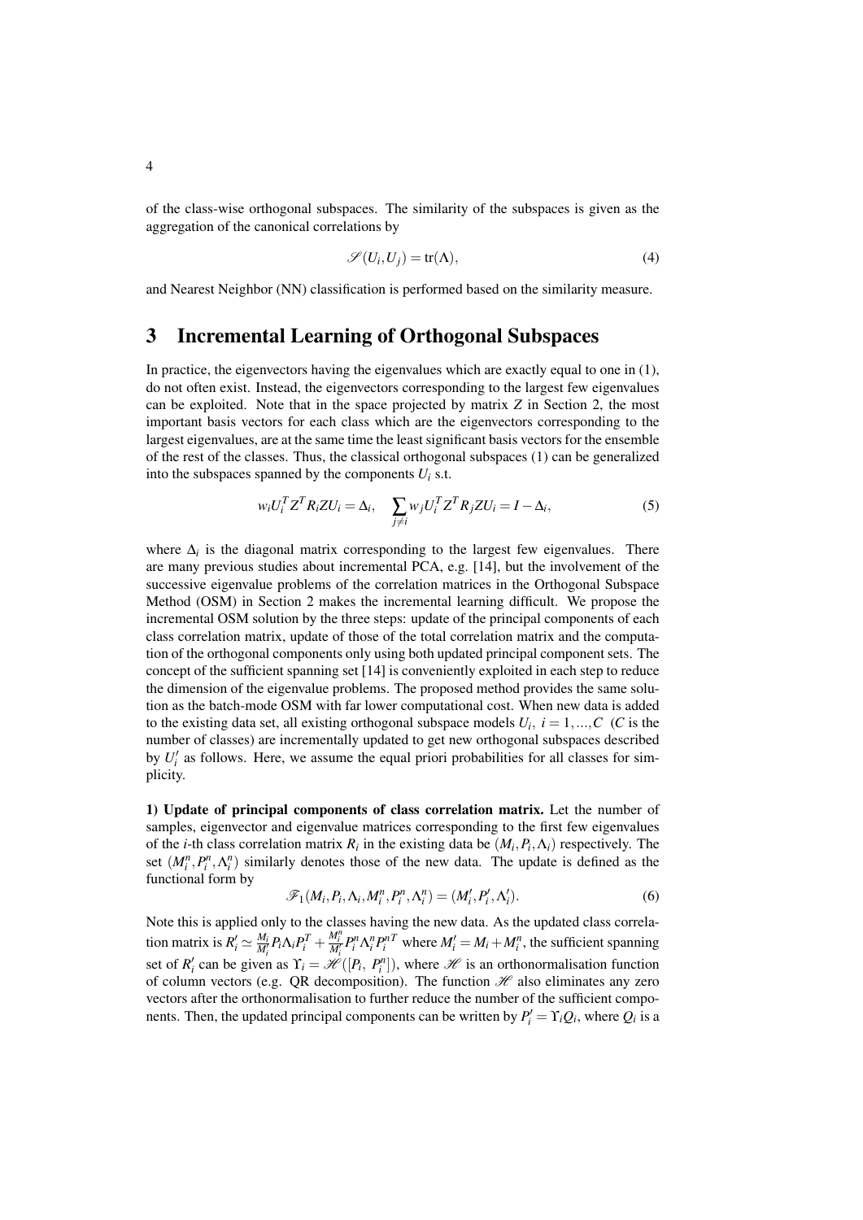of the class-wise orthogonal subspaces. The similarity of the subspaces is given as the aggregation of the canonical correlations by

$$\mathscr{S}(U_i, U_j) = \mathrm{tr}(\Lambda), \tag{4}$$

and Nearest Neighbor (NN) classification is performed based on the similarity measure.

## 3 Incremental Learning of Orthogonal Subspaces

In practice, the eigenvectors having the eigenvalues which are exactly equal to one in (1), do not often exist. Instead, the eigenvectors corresponding to the largest few eigenvalues can be exploited. Note that in the space projected by matrix $Z$ in Section 2, the most important basis vectors for each class which are the eigenvectors corresponding to the largest eigenvalues, are at the same time the least significant basis vectors for the ensemble of the rest of the classes. Thus, the classical orthogonal subspaces (1) can be generalized into the subspaces spanned by the components $U_i$ s.t.

$$w_i U_i^T Z^T R_i Z U_i = \Delta_i, \quad \sum_{j \neq i} w_j U_i^T Z^T R_j Z U_i = I - \Delta_i, \tag{5}$$

where $\Delta_i$ is the diagonal matrix corresponding to the largest few eigenvalues. There are many previous studies about incremental PCA, e.g. [14], but the involvement of the successive eigenvalue problems of the correlation matrices in the Orthogonal Subspace Method (OSM) in Section 2 makes the incremental learning difficult. We propose the incremental OSM solution by the three steps: update of the principal components of each class correlation matrix, update of those of the total correlation matrix and the computation of the orthogonal components only using both updated principal component sets. The concept of the sufficient spanning set [14] is conveniently exploited in each step to reduce the dimension of the eigenvalue problems. The proposed method provides the same solution as the batch-mode OSM with far lower computational cost. When new data is added to the existing data set, all existing orthogonal subspace models $U_i,\ i = 1, ..., C$ ($C$ is the number of classes) are incrementally updated to get new orthogonal subspaces described by $U_i'$ as follows. Here, we assume the equal priori probabilities for all classes for simplicity.

**1) Update of principal components of class correlation matrix.** Let the number of samples, eigenvector and eigenvalue matrices corresponding to the first few eigenvalues of the $i$-th class correlation matrix $R_i$ in the existing data be $(M_i, P_i, \Lambda_i)$ respectively. The set $(M_i^n, P_i^n, \Lambda_i^n)$ similarly denotes those of the new data. The update is defined as the functional form by

$$\mathscr{F}_1(M_i, P_i, \Lambda_i, M_i^n, P_i^n, \Lambda_i^n) = (M_i', P_i', \Lambda_i'). \tag{6}$$

Note this is applied only to the classes having the new data. As the updated class correlation matrix is $R_i' \simeq \frac{M_i}{M_i'} P_i \Lambda_i P_i^T + \frac{M_i^n}{M_i'} P_i^n \Lambda_i^n P_i^{nT}$ where $M_i' = M_i + M_i^n$, the sufficient spanning set of $R_i'$ can be given as $\Upsilon_i = \mathscr{H}([P_i,\ P_i^n])$, where $\mathscr{H}$ is an orthonormalisation function of column vectors (e.g. QR decomposition). The function $\mathscr{H}$ also eliminates any zero vectors after the orthonormalisation to further reduce the number of the sufficient components. Then, the updated principal components can be written by $P_i' = \Upsilon_i Q_i$, where $Q_i$ is a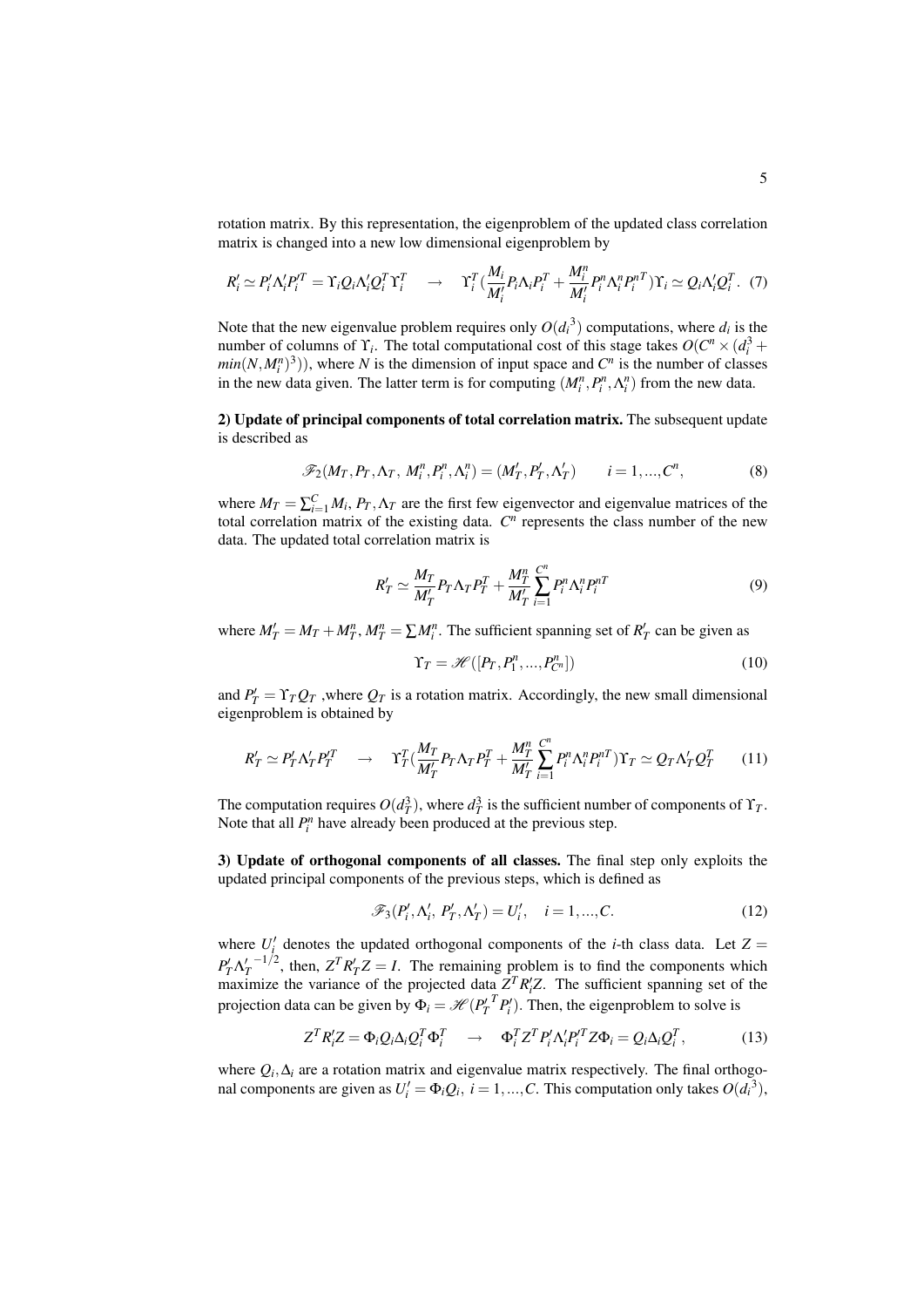rotation matrix. By this representation, the eigenproblem of the updated class correlation matrix is changed into a new low dimensional eigenproblem by

$$R_i' \simeq P_i' \Lambda_i' P_i'^T = \Upsilon_i Q_i \Lambda_i' Q_i^T \Upsilon_i^T \quad \rightarrow \quad \Upsilon_i^T (\frac{M_i}{M_i'} P_i \Lambda_i P_i^T + \frac{M_i^n}{M_i'} P_i^n \Lambda_i^n P_i^{nT}) \Upsilon_i \simeq Q_i \Lambda_i' Q_i^T. \quad (7)$$

Note that the new eigenvalue problem requires only $O({d_i}^3)$ computations, where $d_i$ is the number of columns of $\Upsilon_i$. The total computational cost of this stage takes $O(C^n \times (d_i^3 + min(N, M_i^n)^3))$, where $N$ is the dimension of input space and $C^n$ is the number of classes in the new data given. The latter term is for computing $(M_i^n, P_i^n, \Lambda_i^n)$ from the new data.

**2) Update of principal components of total correlation matrix.** The subsequent update is described as

$$\mathscr{F}_2(M_T, P_T, \Lambda_T,\ M_i^n, P_i^n, \Lambda_i^n) = (M_T', P_T', \Lambda_T') \qquad i = 1, ..., C^n, \quad (8)$$

where $M_T = \sum_{i=1}^{C} M_i$, $P_T, \Lambda_T$ are the first few eigenvector and eigenvalue matrices of the total correlation matrix of the existing data. $C^n$ represents the class number of the new data. The updated total correlation matrix is

$$R_T' \simeq \frac{M_T}{M_T'} P_T \Lambda_T P_T^T + \frac{M_T^n}{M_T'} \sum_{i=1}^{C^n} P_i^n \Lambda_i^n P_i^{nT} \quad (9)$$

where $M_T' = M_T + M_T^n$, $M_T^n = \sum M_i^n$. The sufficient spanning set of $R_T'$ can be given as

$$\Upsilon_T = \mathscr{H}([P_T, P_1^n, ..., P_{C^n}^n]) \quad (10)$$

and $P_T' = \Upsilon_T Q_T$ ,where $Q_T$ is a rotation matrix. Accordingly, the new small dimensional eigenproblem is obtained by

$$R_T' \simeq P_T' \Lambda_T' P_T'^T \quad \rightarrow \quad \Upsilon_T^T (\frac{M_T}{M_T'} P_T \Lambda_T P_T^T + \frac{M_T^n}{M_T'} \sum_{i=1}^{C^n} P_i^n \Lambda_i^n P_i^{nT}) \Upsilon_T \simeq Q_T \Lambda_T' Q_T^T \quad (11)$$

The computation requires $O(d_T^3)$, where $d_T^3$ is the sufficient number of components of $\Upsilon_T$. Note that all $P_i^n$ have already been produced at the previous step.

**3) Update of orthogonal components of all classes.** The final step only exploits the updated principal components of the previous steps, which is defined as

$$\mathscr{F}_3(P_i', \Lambda_i',\ P_T', \Lambda_T') = U_i', \quad i = 1, ..., C. \quad (12)$$

where $U_i'$ denotes the updated orthogonal components of the $i$-th class data. Let $Z = P_T' {\Lambda_T'}^{-1/2}$, then, $Z^T R_T' Z = I$. The remaining problem is to find the components which maximize the variance of the projected data $Z^T R_i' Z$. The sufficient spanning set of the projection data can be given by $\Phi_i = \mathscr{H}({P_T'}^T P_i')$. Then, the eigenproblem to solve is

$$Z^T R_i' Z = \Phi_i Q_i \Delta_i Q_i^T \Phi_i^T \quad \rightarrow \quad \Phi_i^T Z^T P_i' \Lambda_i' P_i'^T Z \Phi_i = Q_i \Delta_i Q_i^T, \quad (13)$$

where $Q_i, \Delta_i$ are a rotation matrix and eigenvalue matrix respectively. The final orthogonal components are given as $U_i' = \Phi_i Q_i,\ i = 1, ..., C$. This computation only takes $O({d_i}^3)$,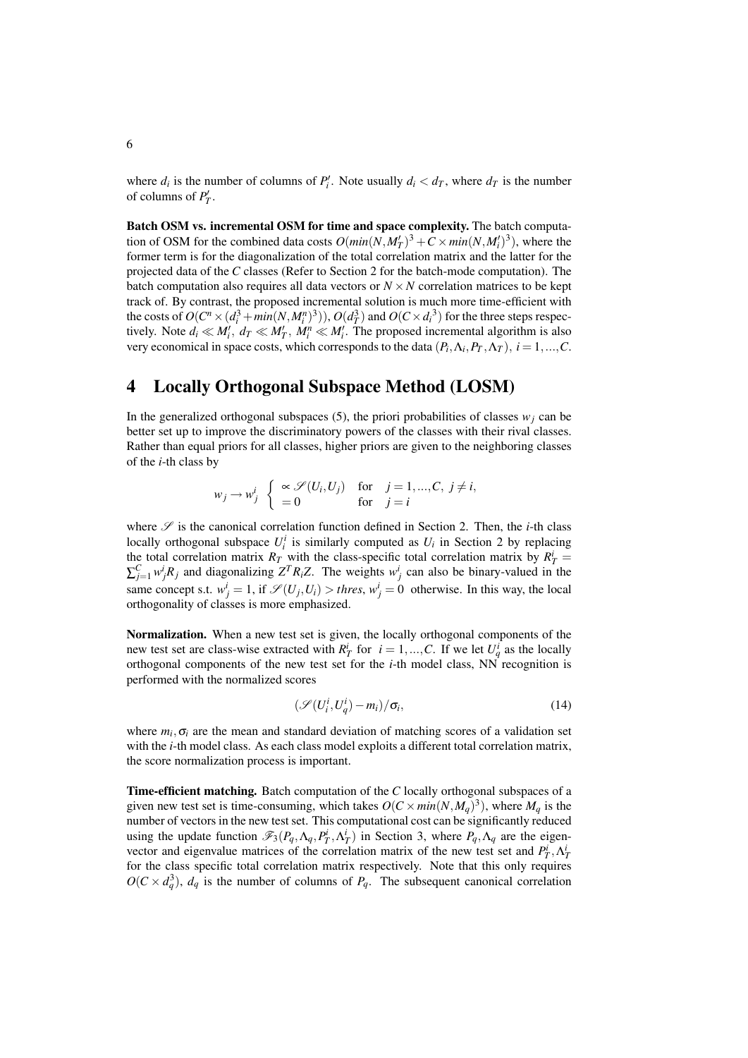where $d_i$ is the number of columns of $P_i'$. Note usually $d_i < d_T$, where $d_T$ is the number of columns of $P_T'$.

**Batch OSM vs. incremental OSM for time and space complexity.** The batch computation of OSM for the combined data costs $O(min(N, M_T')^3 + C \times min(N, M_i')^3)$, where the former term is for the diagonalization of the total correlation matrix and the latter for the projected data of the $C$ classes (Refer to Section 2 for the batch-mode computation). The batch computation also requires all data vectors or $N \times N$ correlation matrices to be kept track of. By contrast, the proposed incremental solution is much more time-efficient with the costs of $O(C^n \times (d_i^3 + min(N, M_i^n)^3))$, $O(d_T^3)$ and $O(C \times {d_i}^3)$ for the three steps respectively. Note $d_i \ll M_i'$, $d_T \ll M_T'$, $M_i^n \ll M_i'$. The proposed incremental algorithm is also very economical in space costs, which corresponds to the data $(P_i, \Lambda_i, P_T, \Lambda_T)$, $i = 1, ..., C$.

# 4 Locally Orthogonal Subspace Method (LOSM)

In the generalized orthogonal subspaces (5), the priori probabilities of classes $w_j$ can be better set up to improve the discriminatory powers of the classes with their rival classes. Rather than equal priors for all classes, higher priors are given to the neighboring classes of the $i$-th class by

$$w_j \rightarrow w_j^i \begin{cases} \propto \mathscr{S}(U_i, U_j) & \text{for} \quad j = 1, ..., C, \; j \neq i, \\ = 0 & \text{for} \quad j = i \end{cases}$$

where $\mathscr{S}$ is the canonical correlation function defined in Section 2. Then, the $i$-th class locally orthogonal subspace $U_i^l$ is similarly computed as $U_i$ in Section 2 by replacing the total correlation matrix $R_T$ with the class-specific total correlation matrix by $R_T^i = \sum_{j=1}^{C} w_j^i R_j$ and diagonalizing $Z^T R_i Z$. The weights $w_j^i$ can also be binary-valued in the same concept s.t. $w_j^i = 1$, if $\mathscr{S}(U_j, U_i) > thres$, $w_j^i = 0$ otherwise. In this way, the local orthogonality of classes is more emphasized.

**Normalization.** When a new test set is given, the locally orthogonal components of the new test set are class-wise extracted with $R_T^i$ for $i = 1, ..., C$. If we let $U_q^i$ as the locally orthogonal components of the new test set for the $i$-th model class, NN recognition is performed with the normalized scores

$$(\mathscr{S}(U_i^l, U_q^i) - m_i)/\sigma_i, \tag{14}$$

where $m_i, \sigma_i$ are the mean and standard deviation of matching scores of a validation set with the $i$-th model class. As each class model exploits a different total correlation matrix, the score normalization process is important.

**Time-efficient matching.** Batch computation of the $C$ locally orthogonal subspaces of a given new test set is time-consuming, which takes $O(C \times min(N, M_q)^3)$, where $M_q$ is the number of vectors in the new test set. This computational cost can be significantly reduced using the update function $\mathscr{F}_3(P_q, \Lambda_q, P_T^i, \Lambda_T^i)$ in Section 3, where $P_q, \Lambda_q$ are the eigenvector and eigenvalue matrices of the correlation matrix of the new test set and $P_T^i, \Lambda_T^i$ for the class specific total correlation matrix respectively. Note that this only requires $O(C \times d_q^3)$, $d_q$ is the number of columns of $P_q$. The subsequent canonical correlation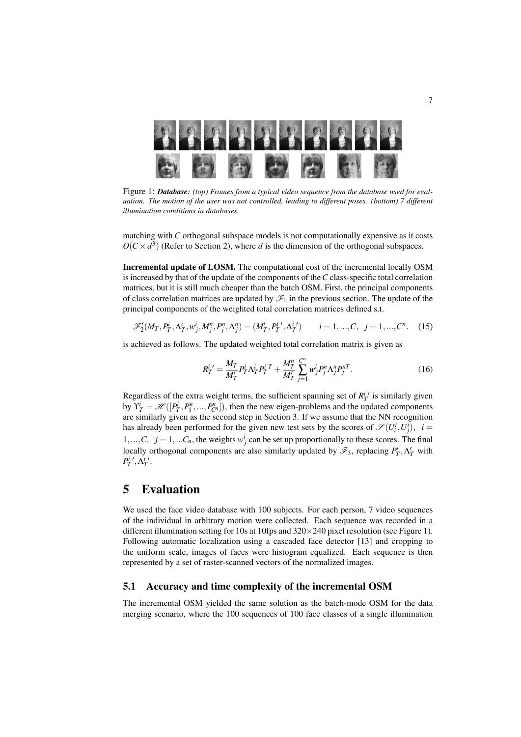Figure 1: ***Database:*** *(top) Frames from a typical video sequence from the database used for evaluation. The motion of the user was not controlled, leading to different poses. (bottom) 7 different illumination conditions in databases.*

matching with $C$ orthogonal subspace models is not computationally expensive as it costs $O(C \times d^3)$ (Refer to Section 2), where $d$ is the dimension of the orthogonal subspaces.

**Incremental update of LOSM.** The computational cost of the incremental locally OSM is increased by that of the update of the components of the $C$ class-specific total correlation matrices, but it is still much cheaper than the batch OSM. First, the principal components of class correlation matrices are updated by $\mathscr{F}_1$ in the previous section. The update of the principal components of the weighted total correlation matrices defined s.t.

$$\mathscr{F}_2'(M_T, P_T^i, \Lambda_T^i, w_j^i, M_j^n, P_j^n, \Lambda_j^n) = (M_T', P_T^{i\prime}, \Lambda_T^{i\prime}) \qquad i = 1, ..., C, \;\; j = 1, ..., C^n. \quad (15)$$

is achieved as follows. The updated weighted total correlation matrix is given as

$$R_T^{i\prime} = \frac{M_T}{M_T'} P_T^i \Lambda_T^i P_T^{i\,T} + \frac{M_T^n}{M_T'} \sum_{j=1}^{C^n} w_j^i P_j^n \Lambda_j^n P_j^{nT}. \quad (16)$$

Regardless of the extra weight terms, the sufficient spanning set of $R_T^{i\prime}$ is similarly given by $\Upsilon_T^i = \mathscr{H}([P_T^i, P_1^n, ..., P_{C^n}^n])$, then the new eigen-problems and the updated components are similarly given as the second step in Section 3. If we assume that the NN recognition has already been performed for the given new test sets by the scores of $\mathscr{S}(U_i^i, U_j^i)$, $i = 1, ..., C$, $j = 1, ...C_n$, the weights $w_j^i$ can be set up proportionally to these scores. The final locally orthogonal components are also similarly updated by $\mathscr{F}_3$, replacing $P_T', \Lambda_T'$ with $P_T^{i\prime}, \Lambda_T^{i\prime}$.

# 5 Evaluation

We used the face video database with 100 subjects. For each person, 7 video sequences of the individual in arbitrary motion were collected. Each sequence was recorded in a different illumination setting for 10s at 10fps and $320 \times 240$ pixel resolution (see Figure 1). Following automatic localization using a cascaded face detector [13] and cropping to the uniform scale, images of faces were histogram equalized. Each sequence is then represented by a set of raster-scanned vectors of the normalized images.

## 5.1 Accuracy and time complexity of the incremental OSM

The incremental OSM yielded the same solution as the batch-mode OSM for the data merging scenario, where the 100 sequences of 100 face classes of a single illumination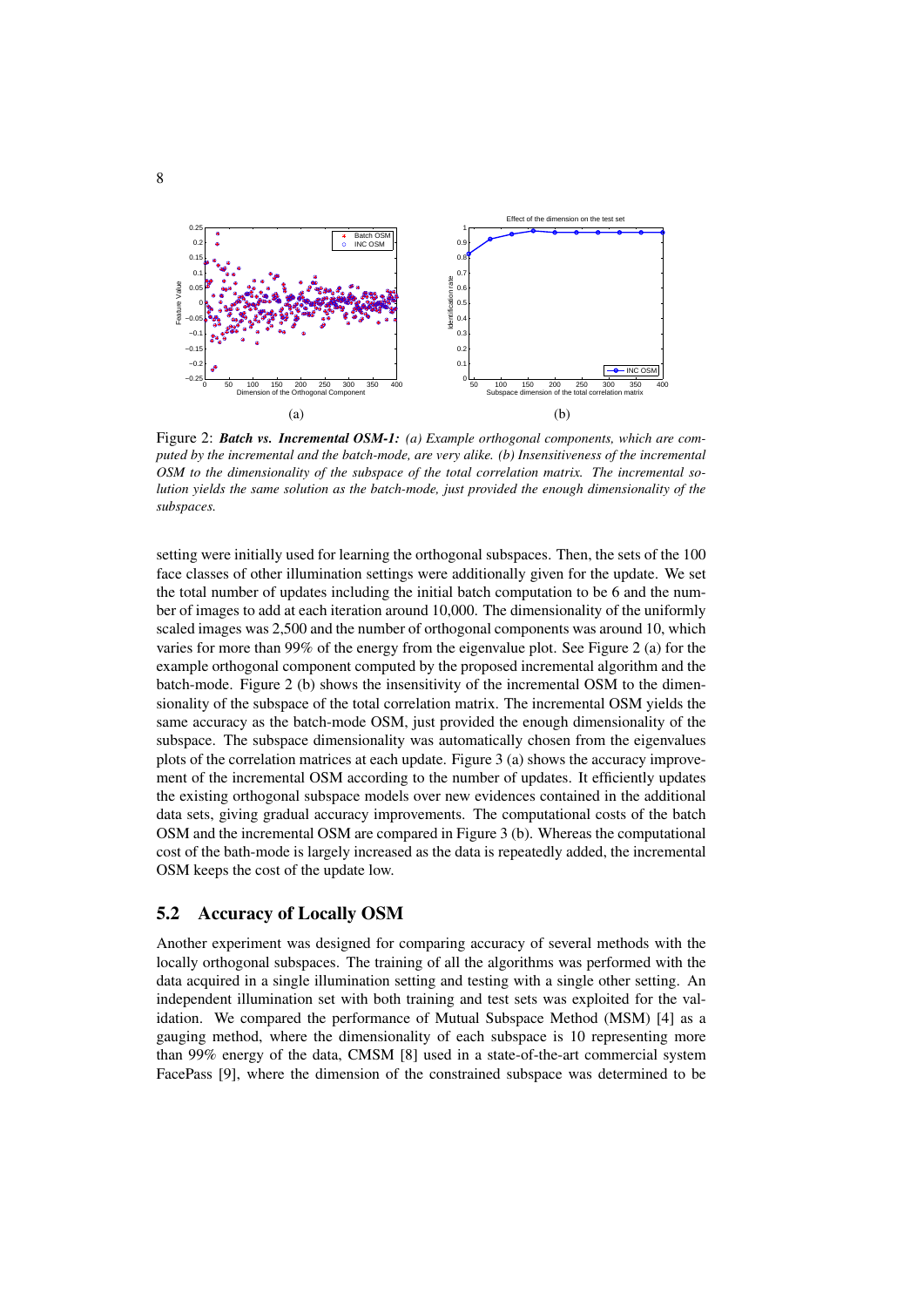Figure 2: ***Batch vs. Incremental OSM-1:*** *(a) Example orthogonal components, which are computed by the incremental and the batch-mode, are very alike. (b) Insensitiveness of the incremental OSM to the dimensionality of the subspace of the total correlation matrix. The incremental solution yields the same solution as the batch-mode, just provided the enough dimensionality of the subspaces.*

setting were initially used for learning the orthogonal subspaces. Then, the sets of the 100 face classes of other illumination settings were additionally given for the update. We set the total number of updates including the initial batch computation to be 6 and the number of images to add at each iteration around 10,000. The dimensionality of the uniformly scaled images was 2,500 and the number of orthogonal components was around 10, which varies for more than 99% of the energy from the eigenvalue plot. See Figure 2 (a) for the example orthogonal component computed by the proposed incremental algorithm and the batch-mode. Figure 2 (b) shows the insensitivity of the incremental OSM to the dimensionality of the subspace of the total correlation matrix. The incremental OSM yields the same accuracy as the batch-mode OSM, just provided the enough dimensionality of the subspace. The subspace dimensionality was automatically chosen from the eigenvalues plots of the correlation matrices at each update. Figure 3 (a) shows the accuracy improvement of the incremental OSM according to the number of updates. It efficiently updates the existing orthogonal subspace models over new evidences contained in the additional data sets, giving gradual accuracy improvements. The computational costs of the batch OSM and the incremental OSM are compared in Figure 3 (b). Whereas the computational cost of the bath-mode is largely increased as the data is repeatedly added, the incremental OSM keeps the cost of the update low.

## 5.2 Accuracy of Locally OSM

Another experiment was designed for comparing accuracy of several methods with the locally orthogonal subspaces. The training of all the algorithms was performed with the data acquired in a single illumination setting and testing with a single other setting. An independent illumination set with both training and test sets was exploited for the validation. We compared the performance of Mutual Subspace Method (MSM) [4] as a gauging method, where the dimensionality of each subspace is 10 representing more than 99% energy of the data, CMSM [8] used in a state-of-the-art commercial system FacePass [9], where the dimension of the constrained subspace was determined to be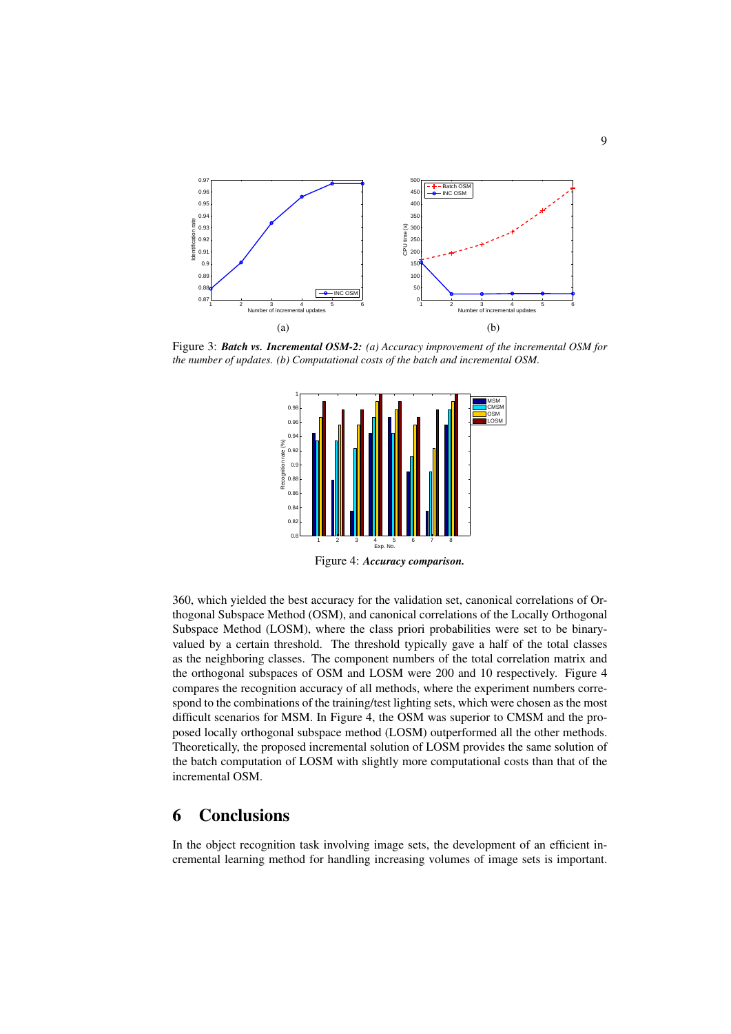Figure 3: ***Batch vs. Incremental OSM-2:*** *(a) Accuracy improvement of the incremental OSM for the number of updates. (b) Computational costs of the batch and incremental OSM.*

Figure 4: ***Accuracy comparison.***

360, which yielded the best accuracy for the validation set, canonical correlations of Orthogonal Subspace Method (OSM), and canonical correlations of the Locally Orthogonal Subspace Method (LOSM), where the class priori probabilities were set to be binary-valued by a certain threshold. The threshold typically gave a half of the total classes as the neighboring classes. The component numbers of the total correlation matrix and the orthogonal subspaces of OSM and LOSM were 200 and 10 respectively. Figure 4 compares the recognition accuracy of all methods, where the experiment numbers correspond to the combinations of the training/test lighting sets, which were chosen as the most difficult scenarios for MSM. In Figure 4, the OSM was superior to CMSM and the proposed locally orthogonal subspace method (LOSM) outperformed all the other methods. Theoretically, the proposed incremental solution of LOSM provides the same solution of the batch computation of LOSM with slightly more computational costs than that of the incremental OSM.

## 6 Conclusions

In the object recognition task involving image sets, the development of an efficient incremental learning method for handling increasing volumes of image sets is important.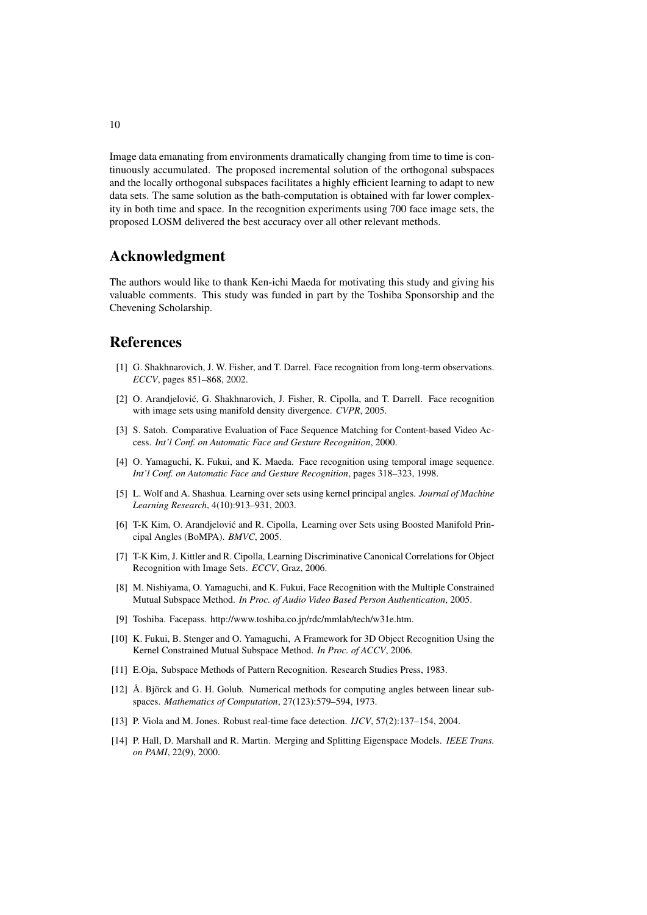Image data emanating from environments dramatically changing from time to time is continuously accumulated. The proposed incremental solution of the orthogonal subspaces and the locally orthogonal subspaces facilitates a highly efficient learning to adapt to new data sets. The same solution as the bath-computation is obtained with far lower complexity in both time and space. In the recognition experiments using 700 face image sets, the proposed LOSM delivered the best accuracy over all other relevant methods.

## Acknowledgment

The authors would like to thank Ken-ichi Maeda for motivating this study and giving his valuable comments. This study was funded in part by the Toshiba Sponsorship and the Chevening Scholarship.

## References

[1] G. Shakhnarovich, J. W. Fisher, and T. Darrel. Face recognition from long-term observations. *ECCV*, pages 851–868, 2002.

[2] O. Arandjelović, G. Shakhnarovich, J. Fisher, R. Cipolla, and T. Darrell. Face recognition with image sets using manifold density divergence. *CVPR*, 2005.

[3] S. Satoh. Comparative Evaluation of Face Sequence Matching for Content-based Video Access. *Int'l Conf. on Automatic Face and Gesture Recognition*, 2000.

[4] O. Yamaguchi, K. Fukui, and K. Maeda. Face recognition using temporal image sequence. *Int'l Conf. on Automatic Face and Gesture Recognition*, pages 318–323, 1998.

[5] L. Wolf and A. Shashua. Learning over sets using kernel principal angles. *Journal of Machine Learning Research*, 4(10):913–931, 2003.

[6] T-K Kim, O. Arandjelović and R. Cipolla, Learning over Sets using Boosted Manifold Principal Angles (BoMPA). *BMVC*, 2005.

[7] T-K Kim, J. Kittler and R. Cipolla, Learning Discriminative Canonical Correlations for Object Recognition with Image Sets. *ECCV*, Graz, 2006.

[8] M. Nishiyama, O. Yamaguchi, and K. Fukui, Face Recognition with the Multiple Constrained Mutual Subspace Method. *In Proc. of Audio Video Based Person Authentication*, 2005.

[9] Toshiba. Facepass. http://www.toshiba.co.jp/rdc/mmlab/tech/w31e.htm.

[10] K. Fukui, B. Stenger and O. Yamaguchi, A Framework for 3D Object Recognition Using the Kernel Constrained Mutual Subspace Method. *In Proc. of ACCV*, 2006.

[11] E.Oja, Subspace Methods of Pattern Recognition. Research Studies Press, 1983.

[12] Å. Björck and G. H. Golub. Numerical methods for computing angles between linear subspaces. *Mathematics of Computation*, 27(123):579–594, 1973.

[13] P. Viola and M. Jones. Robust real-time face detection. *IJCV*, 57(2):137–154, 2004.

[14] P. Hall, D. Marshall and R. Martin. Merging and Splitting Eigenspace Models. *IEEE Trans. on PAMI*, 22(9), 2000.